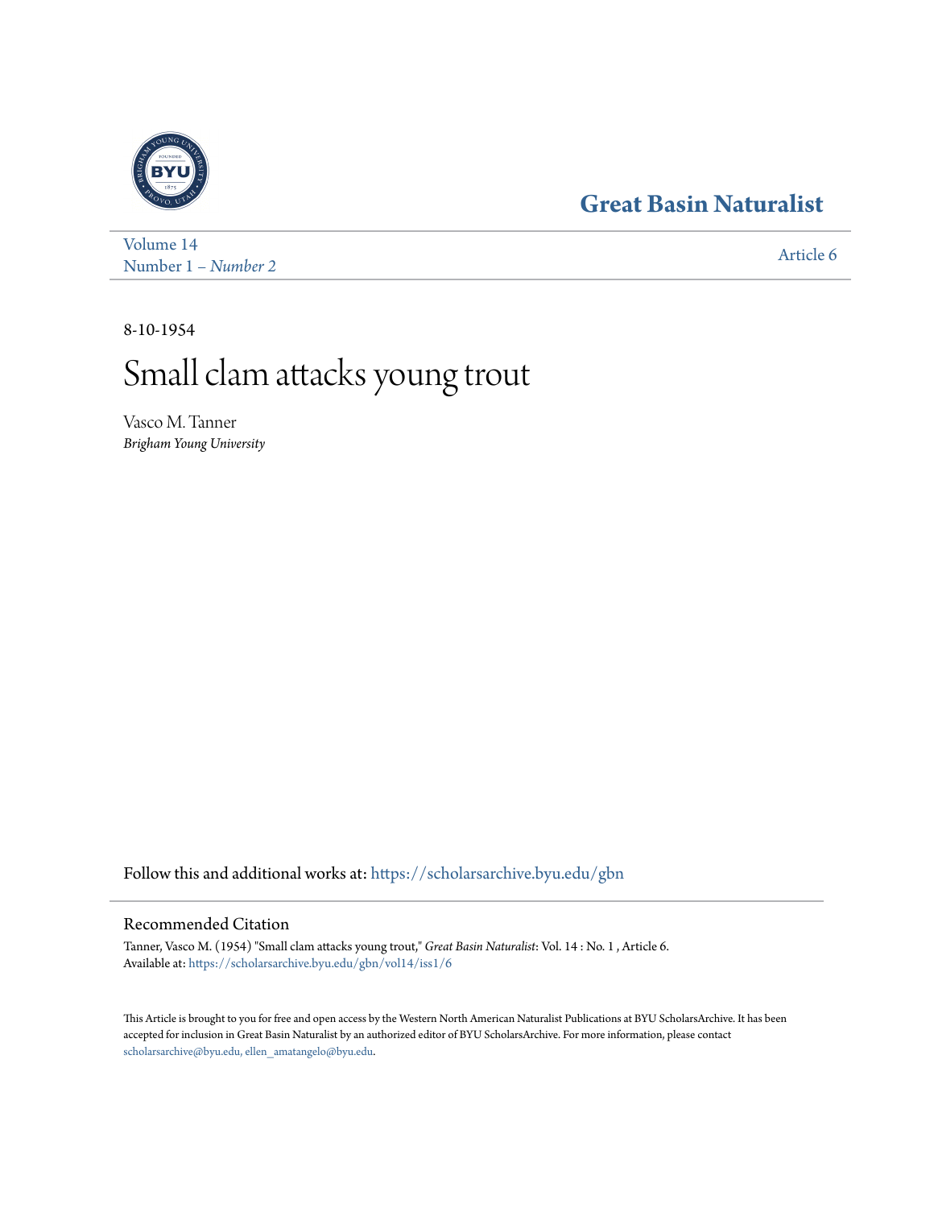# Great Basin Naturalist

Volume 14
Number 1 – *Number 2*

Article 6

8-10-1954

# Small clam attacks young trout

Vasco M. Tanner
*Brigham Young University*

Follow this and additional works at: https://scholarsarchive.byu.edu/gbn

## Recommended Citation

Tanner, Vasco M. (1954) "Small clam attacks young trout," *Great Basin Naturalist*: Vol. 14 : No. 1 , Article 6.
Available at: https://scholarsarchive.byu.edu/gbn/vol14/iss1/6

This Article is brought to you for free and open access by the Western North American Naturalist Publications at BYU ScholarsArchive. It has been accepted for inclusion in Great Basin Naturalist by an authorized editor of BYU ScholarsArchive. For more information, please contact scholarsarchive@byu.edu, ellen_amatangelo@byu.edu.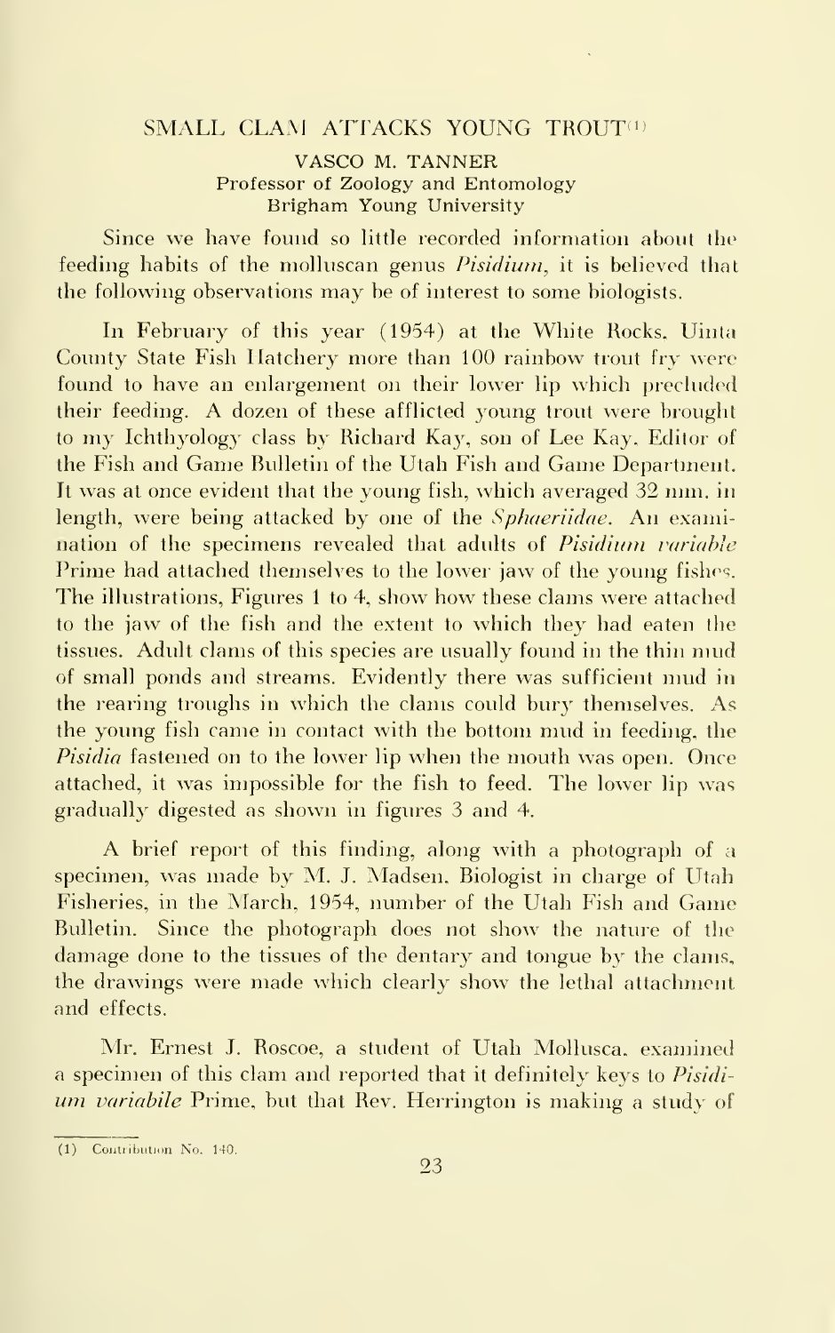## SMALL CLAM ATTACKS YOUNG TROUT[1]

VASCO M. TANNER
Professor of Zoology and Entomology
Brigham Young University

Since we have found so little recorded information about the feeding habits of the molluscan genus *Pisidium*, it is believed that the following observations may be of interest to some biologists.

In February of this year (1954) at the White Rocks, Uinta County State Fish Hatchery more than 100 rainbow trout fry were found to have an enlargement on their lower lip which precluded their feeding. A dozen of these afflicted young trout were brought to my Ichthyology class by Richard Kay, son of Lee Kay, Editor of the Fish and Game Bulletin of the Utah Fish and Game Department. It was at once evident that the young fish, which averaged 32 mm. in length, were being attacked by one of the *Sphaeriidae*. An examination of the specimens revealed that adults of *Pisidium variable* Prime had attached themselves to the lower jaw of the young fishes. The illustrations, Figures 1 to 4, show how these clams were attached to the jaw of the fish and the extent to which they had eaten the tissues. Adult clams of this species are usually found in the thin mud of small ponds and streams. Evidently there was sufficient mud in the rearing troughs in which the clams could bury themselves. As the young fish came in contact with the bottom mud in feeding, the *Pisidia* fastened on to the lower lip when the mouth was open. Once attached, it was impossible for the fish to feed. The lower lip was gradually digested as shown in figures 3 and 4.

A brief report of this finding, along with a photograph of a specimen, was made by M. J. Madsen, Biologist in charge of Utah Fisheries, in the March, 1954, number of the Utah Fish and Game Bulletin. Since the photograph does not show the nature of the damage done to the tissues of the dentary and tongue by the clams, the drawings were made which clearly show the lethal attachment and effects.

Mr. Ernest J. Roscoe, a student of Utah Mollusca, examined a specimen of this clam and reported that it definitely keys to *Pisidium variabile* Prime, but that Rev. Herrington is making a study of

(1) Contribution No. 140.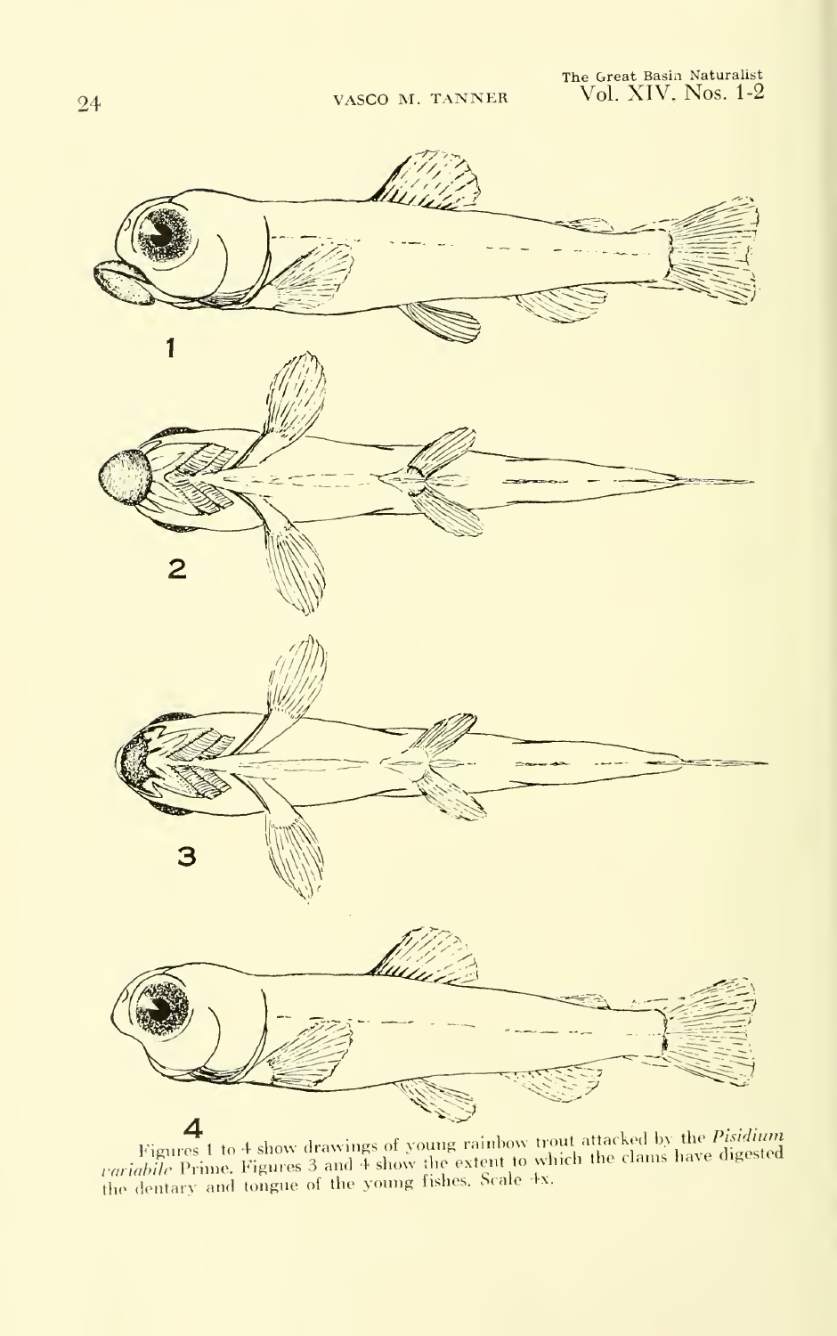Figures 1 to 4 show drawings of young rainbow trout attacked by the *Pisidium variabile* Prime. Figures 3 and 4 show the extent to which the clams have digested the dentary and tongue of the young fishes. Scale 4x.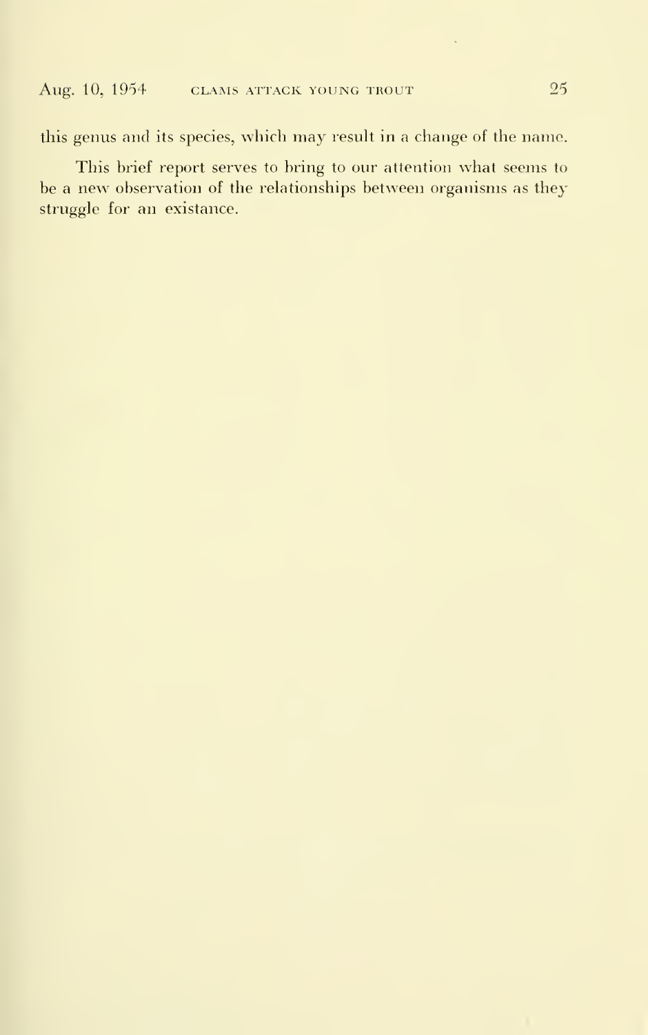this genus and its species, which may result in a change of the name.

This brief report serves to bring to our attention what seems to be a new observation of the relationships between organisms as they struggle for an existance.